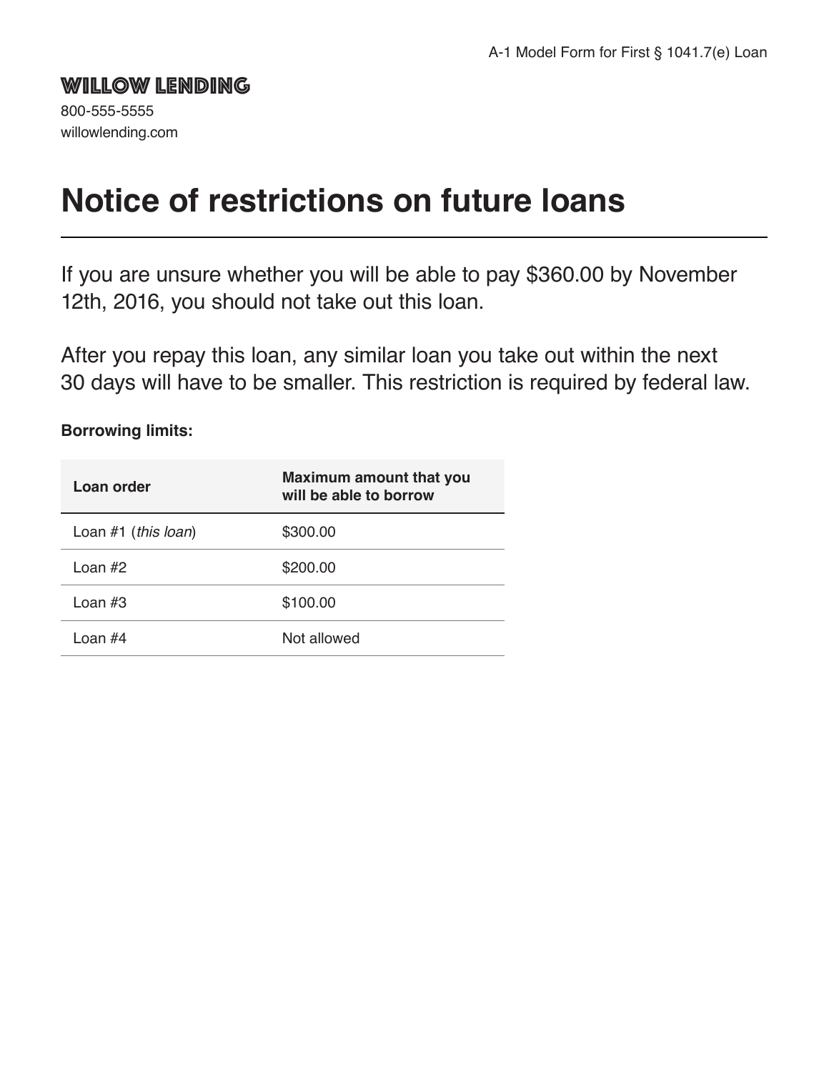A-1 Model Form for First § 1041.7(e) Loan

**WILLOW LENDING**

800-555-5555
willowlending.com

# Notice of restrictions on future loans

If you are unsure whether you will be able to pay $360.00 by November 12th, 2016, you should not take out this loan.

After you repay this loan, any similar loan you take out within the next 30 days will have to be smaller. This restriction is required by federal law.

**Borrowing limits:**

| Loan order | Maximum amount that you will be able to borrow |
| --- | --- |
| Loan #1 (*this loan*) | $300.00 |
| Loan #2 | $200.00 |
| Loan #3 | $100.00 |
| Loan #4 | Not allowed |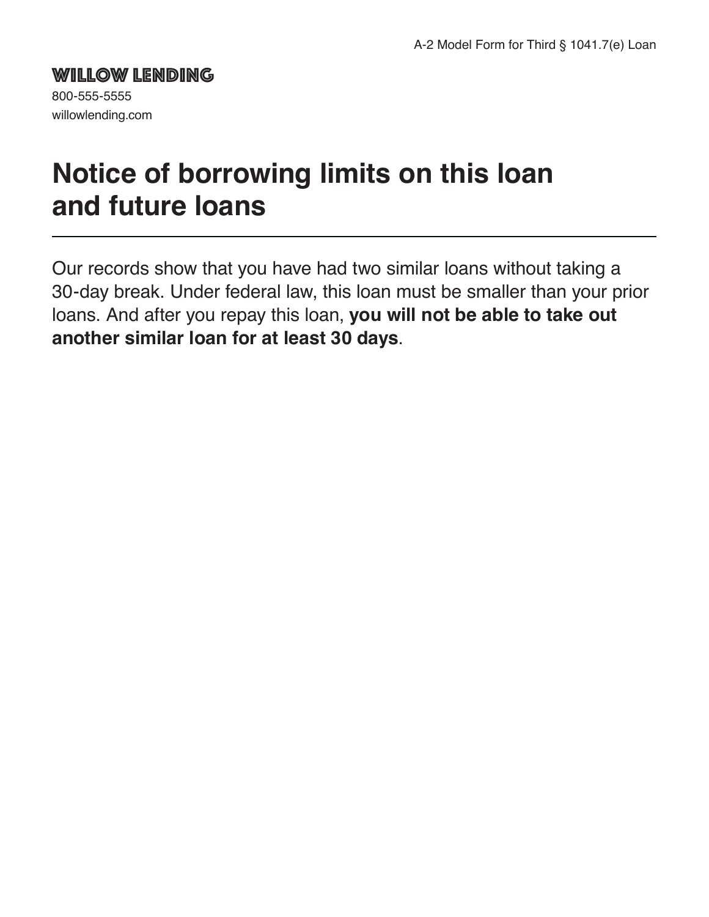A-2 Model Form for Third § 1041.7(e) Loan

**WILLOW LENDING**
800-555-5555
willowlending.com

# Notice of borrowing limits on this loan and future loans

Our records show that you have had two similar loans without taking a 30-day break. Under federal law, this loan must be smaller than your prior loans. And after you repay this loan, **you will not be able to take out another similar loan for at least 30 days**.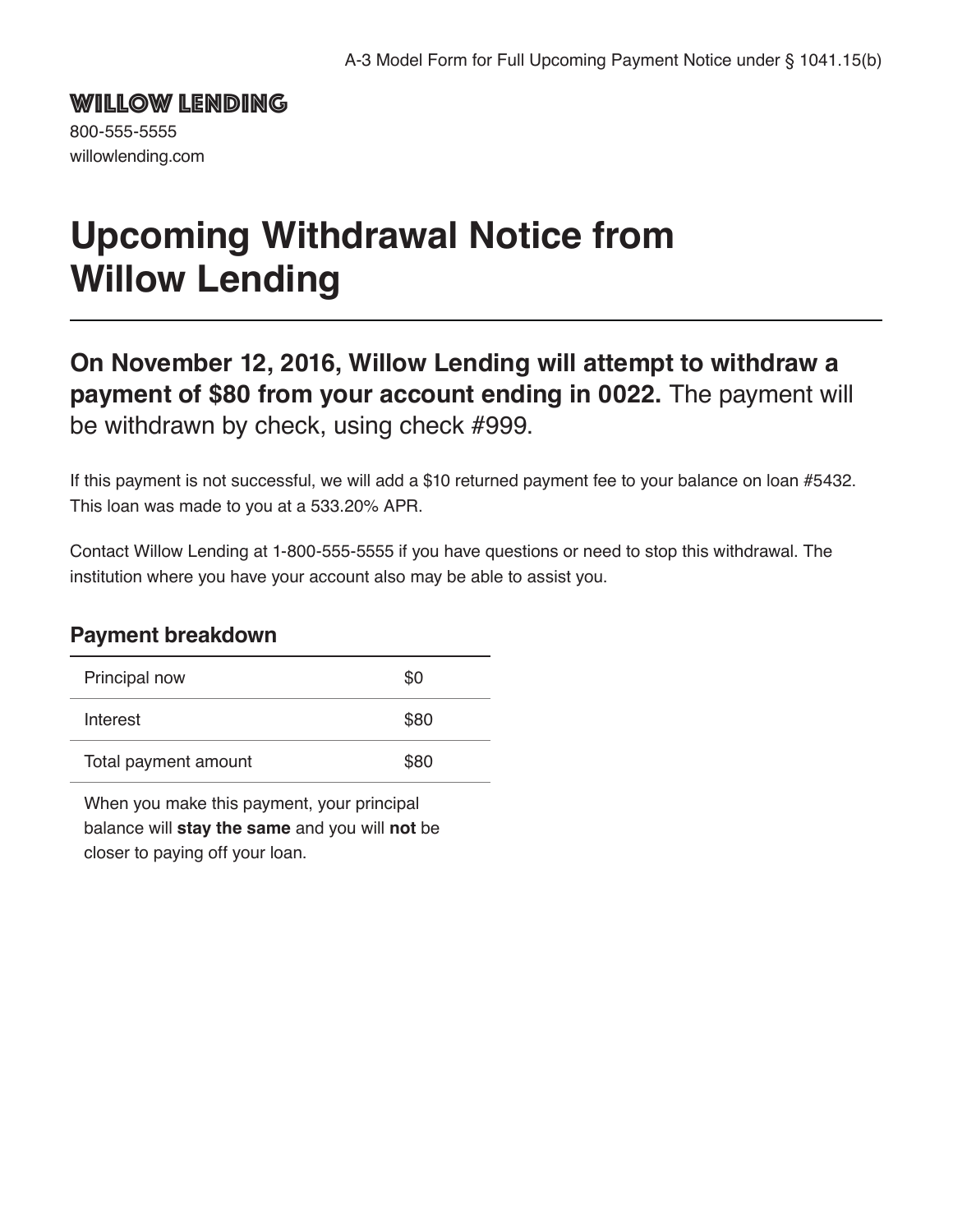A-3 Model Form for Full Upcoming Payment Notice under § 1041.15(b)

**WILLOW LENDING**

800-555-5555
willowlending.com

# Upcoming Withdrawal Notice from Willow Lending

## **On November 12, 2016, Willow Lending will attempt to withdraw a payment of $80 from your account ending in 0022.** The payment will be withdrawn by check, using check #999.

If this payment is not successful, we will add a $10 returned payment fee to your balance on loan #5432. This loan was made to you at a 533.20% APR.

Contact Willow Lending at 1-800-555-5555 if you have questions or need to stop this withdrawal. The institution where you have your account also may be able to assist you.

### Payment breakdown

| | |
|---|---|
| Principal now | $0 |
| Interest | $80 |
| Total payment amount | $80 |

When you make this payment, your principal balance will **stay the same** and you will **not** be closer to paying off your loan.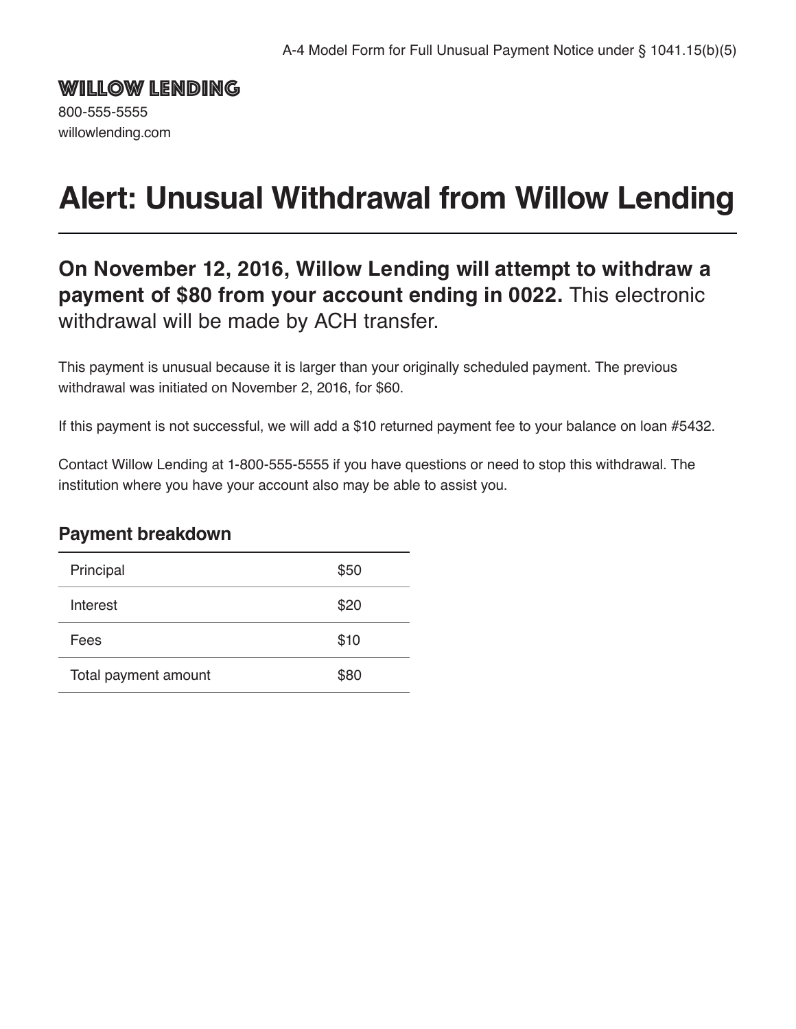A-4 Model Form for Full Unusual Payment Notice under § 1041.15(b)(5)

**WILLOW LENDING**

800-555-5555

willowlending.com

# Alert: Unusual Withdrawal from Willow Lending

## **On November 12, 2016, Willow Lending will attempt to withdraw a payment of $80 from your account ending in 0022.** This electronic withdrawal will be made by ACH transfer.

This payment is unusual because it is larger than your originally scheduled payment. The previous withdrawal was initiated on November 2, 2016, for $60.

If this payment is not successful, we will add a $10 returned payment fee to your balance on loan #5432.

Contact Willow Lending at 1-800-555-5555 if you have questions or need to stop this withdrawal. The institution where you have your account also may be able to assist you.

### Payment breakdown

| | |
|---|---|
| Principal | $50 |
| Interest | $20 |
| Fees | $10 |
| Total payment amount | $80 |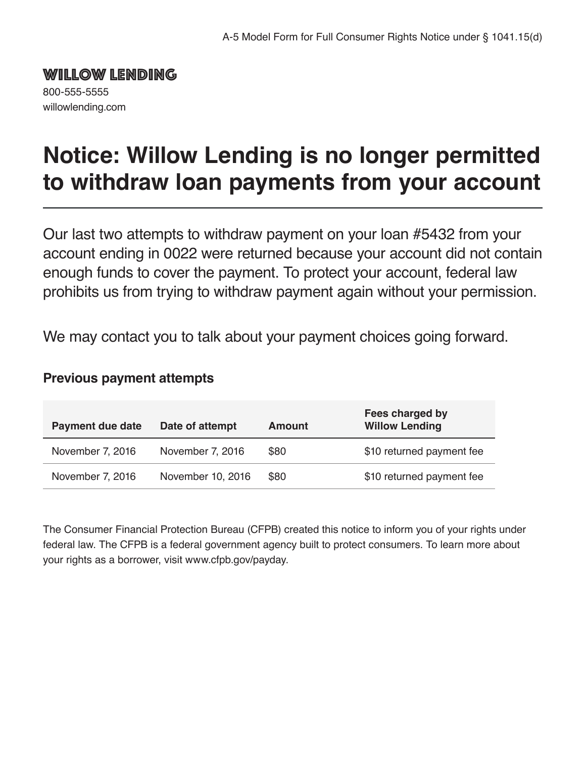A-5 Model Form for Full Consumer Rights Notice under § 1041.15(d)

**WILLOW LENDING**
800-555-5555
willowlending.com

# Notice: Willow Lending is no longer permitted to withdraw loan payments from your account

Our last two attempts to withdraw payment on your loan #5432 from your account ending in 0022 were returned because your account did not contain enough funds to cover the payment. To protect your account, federal law prohibits us from trying to withdraw payment again without your permission.

We may contact you to talk about your payment choices going forward.

### Previous payment attempts

| Payment due date | Date of attempt | Amount | Fees charged by Willow Lending |
|---|---|---|---|
| November 7, 2016 | November 7, 2016 | $80 | $10 returned payment fee |
| November 7, 2016 | November 10, 2016 | $80 | $10 returned payment fee |

The Consumer Financial Protection Bureau (CFPB) created this notice to inform you of your rights under federal law. The CFPB is a federal government agency built to protect consumers. To learn more about your rights as a borrower, visit www.cfpb.gov/payday.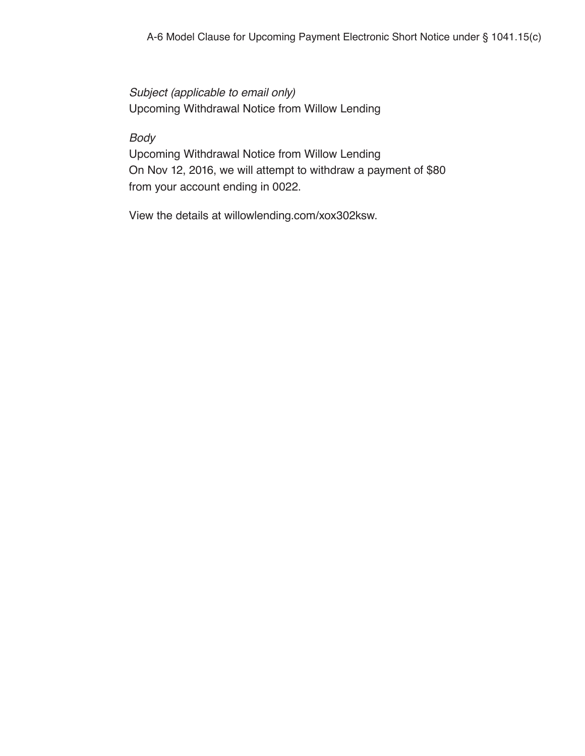A-6 Model Clause for Upcoming Payment Electronic Short Notice under § 1041.15(c)

*Subject (applicable to email only)*
Upcoming Withdrawal Notice from Willow Lending

*Body*
Upcoming Withdrawal Notice from Willow Lending
On Nov 12, 2016, we will attempt to withdraw a payment of $80 from your account ending in 0022.

View the details at willowlending.com/xox302ksw.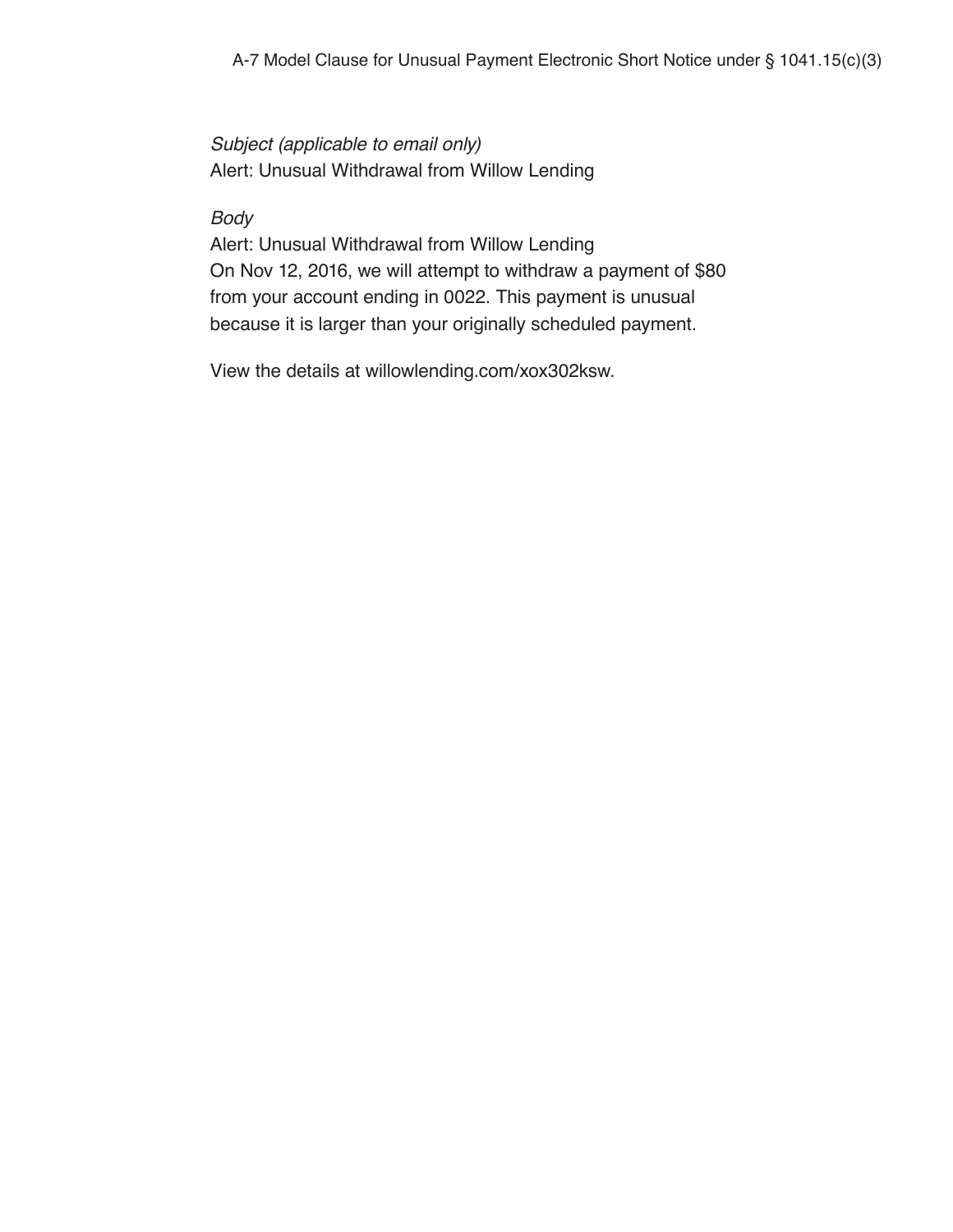A-7 Model Clause for Unusual Payment Electronic Short Notice under § 1041.15(c)(3)

*Subject (applicable to email only)*
Alert: Unusual Withdrawal from Willow Lending

*Body*
Alert: Unusual Withdrawal from Willow Lending
On Nov 12, 2016, we will attempt to withdraw a payment of $80 from your account ending in 0022. This payment is unusual because it is larger than your originally scheduled payment.

View the details at willowlending.com/xox302ksw.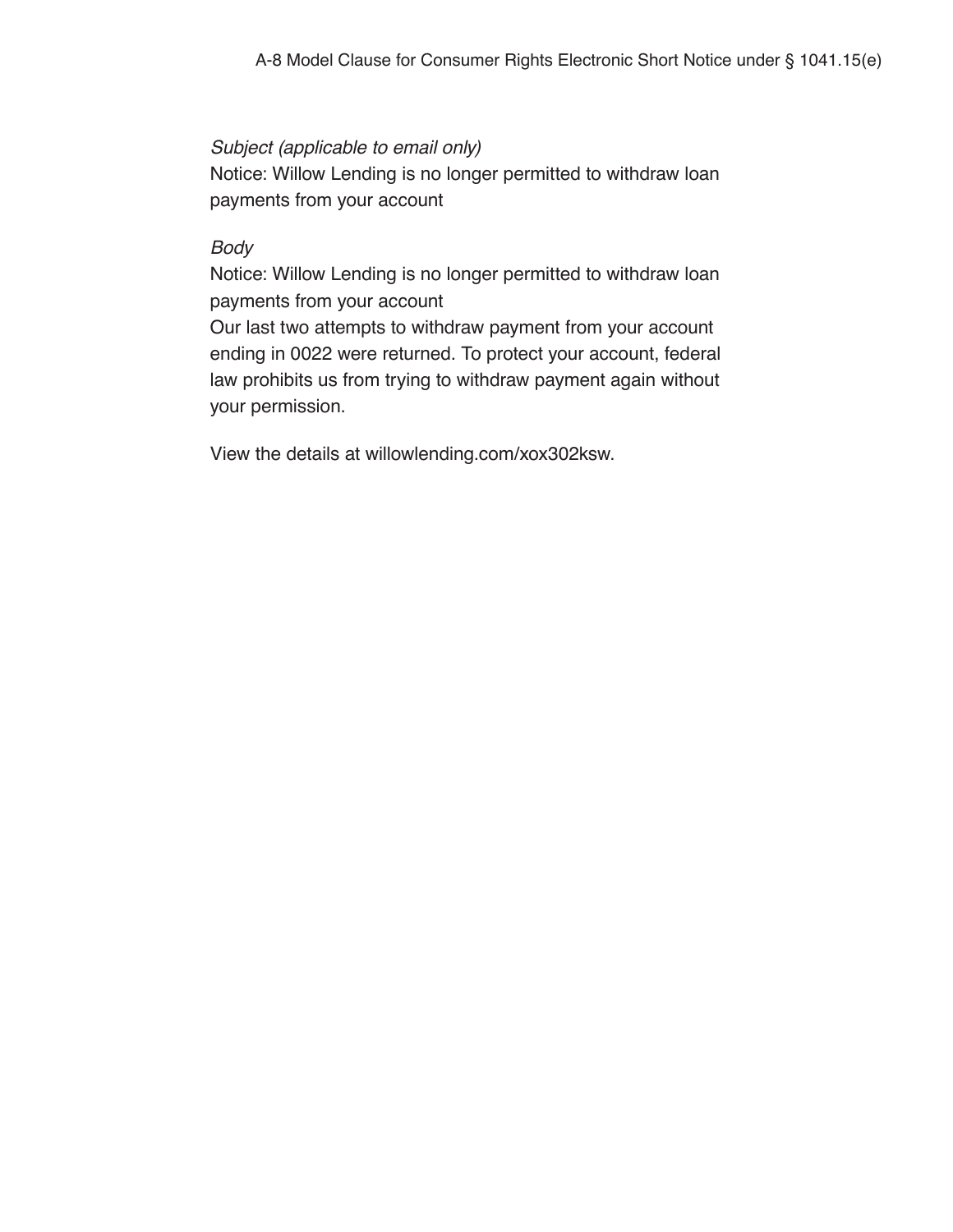# A-8 Model Clause for Consumer Rights Electronic Short Notice under § 1041.15(e)

*Subject (applicable to email only)*

Notice: Willow Lending is no longer permitted to withdraw loan payments from your account

*Body*

Notice: Willow Lending is no longer permitted to withdraw loan payments from your account

Our last two attempts to withdraw payment from your account ending in 0022 were returned. To protect your account, federal law prohibits us from trying to withdraw payment again without your permission.

View the details at willowlending.com/xox302ksw.